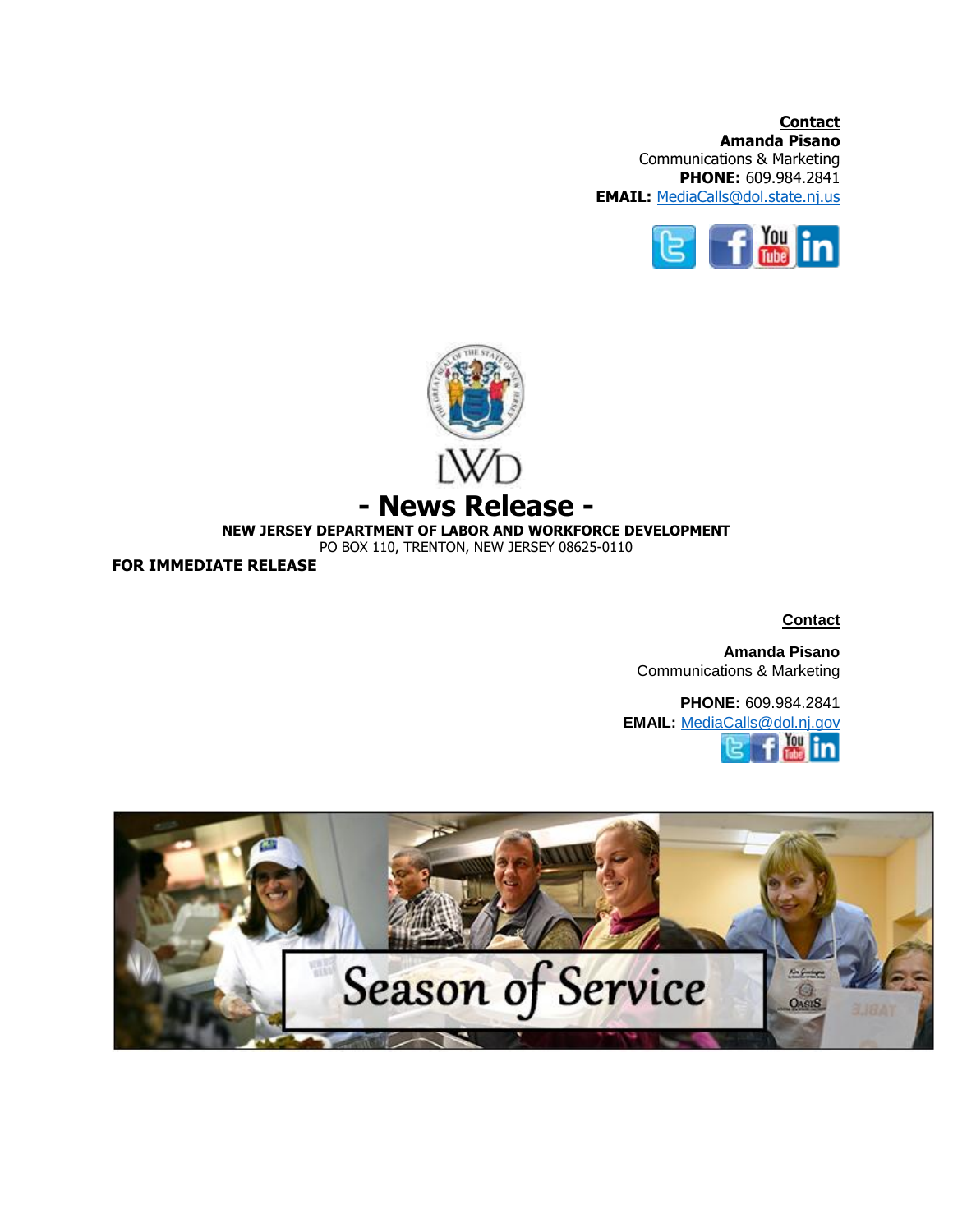**Contact**
**Amanda Pisano**
Communications & Marketing
**PHONE:** 609.984.2841
**EMAIL:** MediaCalls@dol.state.nj.us

LWD

# - News Release -

**NEW JERSEY DEPARTMENT OF LABOR AND WORKFORCE DEVELOPMENT**
PO BOX 110, TRENTON, NEW JERSEY 08625-0110

**FOR IMMEDIATE RELEASE**

**Contact**

**Amanda Pisano**
Communications & Marketing

**PHONE:** 609.984.2841
**EMAIL:** MediaCalls@dol.nj.gov

Season of Service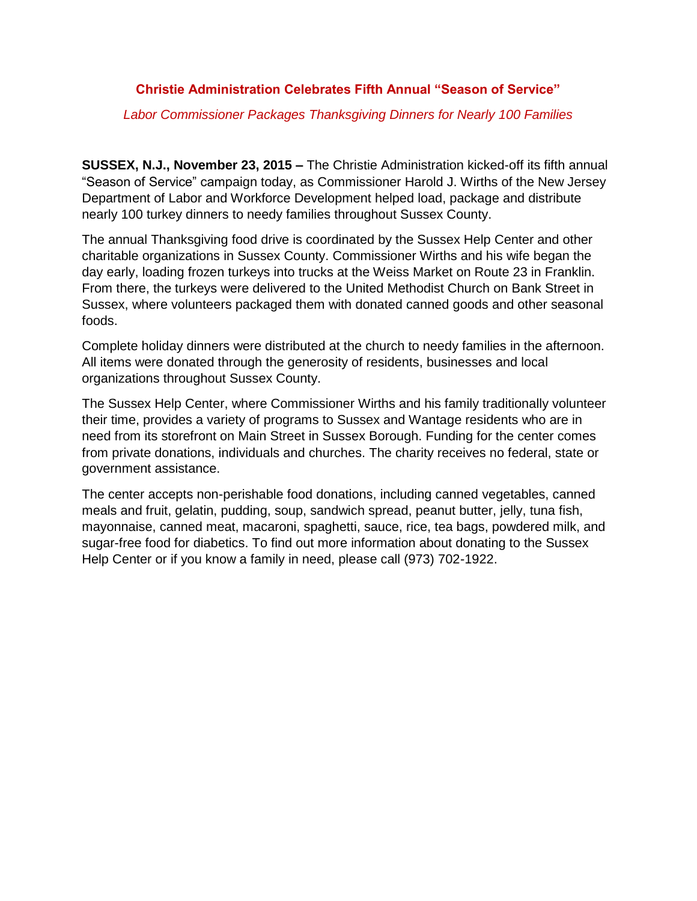## Christie Administration Celebrates Fifth Annual "Season of Service"

*Labor Commissioner Packages Thanksgiving Dinners for Nearly 100 Families*

**SUSSEX, N.J., November 23, 2015 –** The Christie Administration kicked-off its fifth annual "Season of Service" campaign today, as Commissioner Harold J. Wirths of the New Jersey Department of Labor and Workforce Development helped load, package and distribute nearly 100 turkey dinners to needy families throughout Sussex County.

The annual Thanksgiving food drive is coordinated by the Sussex Help Center and other charitable organizations in Sussex County. Commissioner Wirths and his wife began the day early, loading frozen turkeys into trucks at the Weiss Market on Route 23 in Franklin. From there, the turkeys were delivered to the United Methodist Church on Bank Street in Sussex, where volunteers packaged them with donated canned goods and other seasonal foods.

Complete holiday dinners were distributed at the church to needy families in the afternoon. All items were donated through the generosity of residents, businesses and local organizations throughout Sussex County.

The Sussex Help Center, where Commissioner Wirths and his family traditionally volunteer their time, provides a variety of programs to Sussex and Wantage residents who are in need from its storefront on Main Street in Sussex Borough. Funding for the center comes from private donations, individuals and churches. The charity receives no federal, state or government assistance.

The center accepts non-perishable food donations, including canned vegetables, canned meals and fruit, gelatin, pudding, soup, sandwich spread, peanut butter, jelly, tuna fish, mayonnaise, canned meat, macaroni, spaghetti, sauce, rice, tea bags, powdered milk, and sugar-free food for diabetics. To find out more information about donating to the Sussex Help Center or if you know a family in need, please call (973) 702-1922.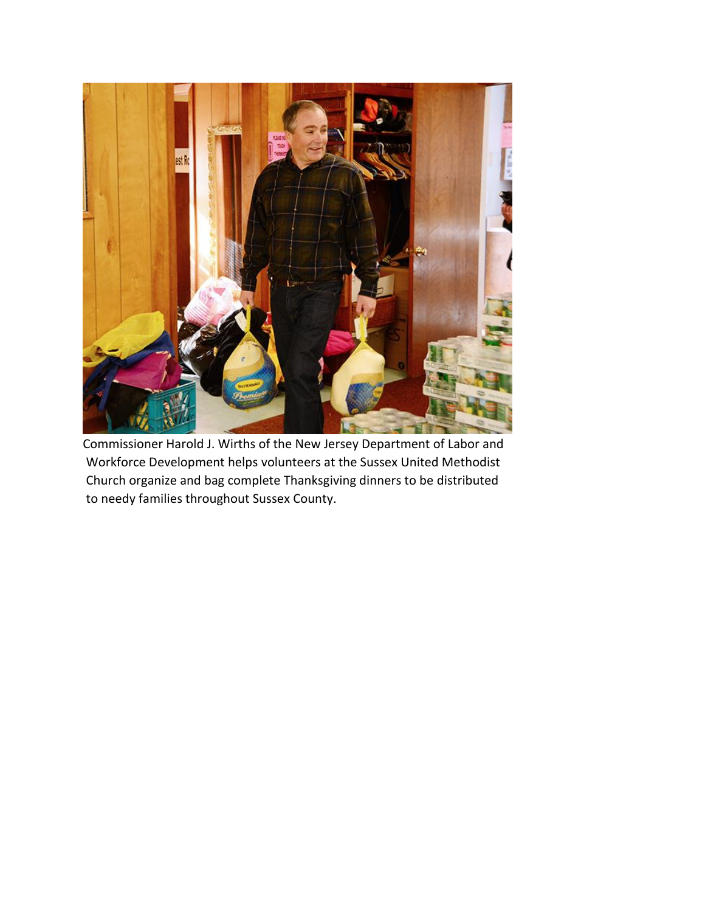Commissioner Harold J. Wirths of the New Jersey Department of Labor and Workforce Development helps volunteers at the Sussex United Methodist Church organize and bag complete Thanksgiving dinners to be distributed to needy families throughout Sussex County.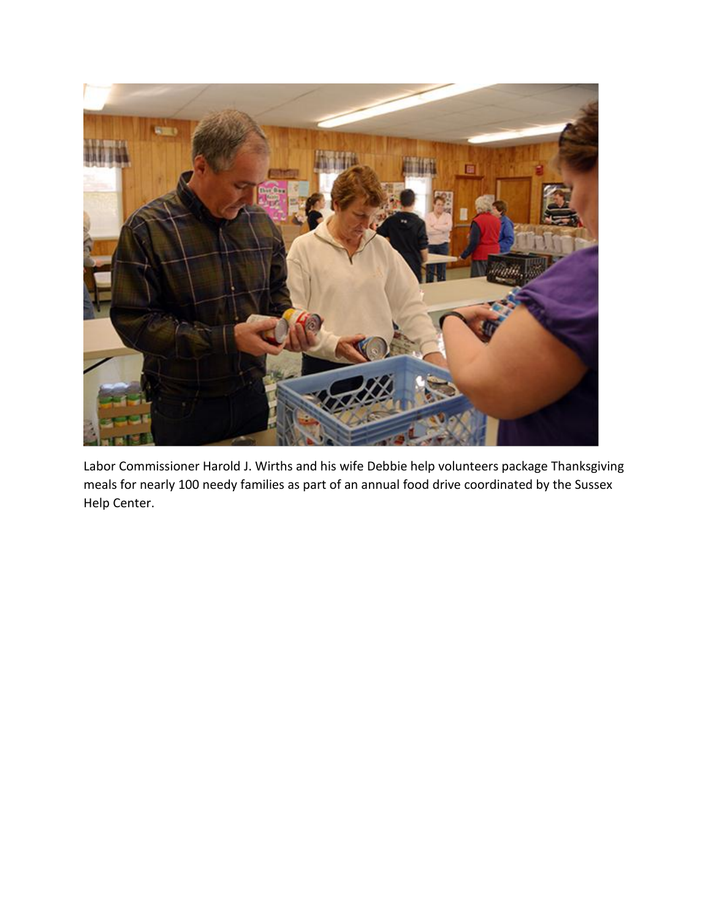Labor Commissioner Harold J. Wirths and his wife Debbie help volunteers package Thanksgiving meals for nearly 100 needy families as part of an annual food drive coordinated by the Sussex Help Center.